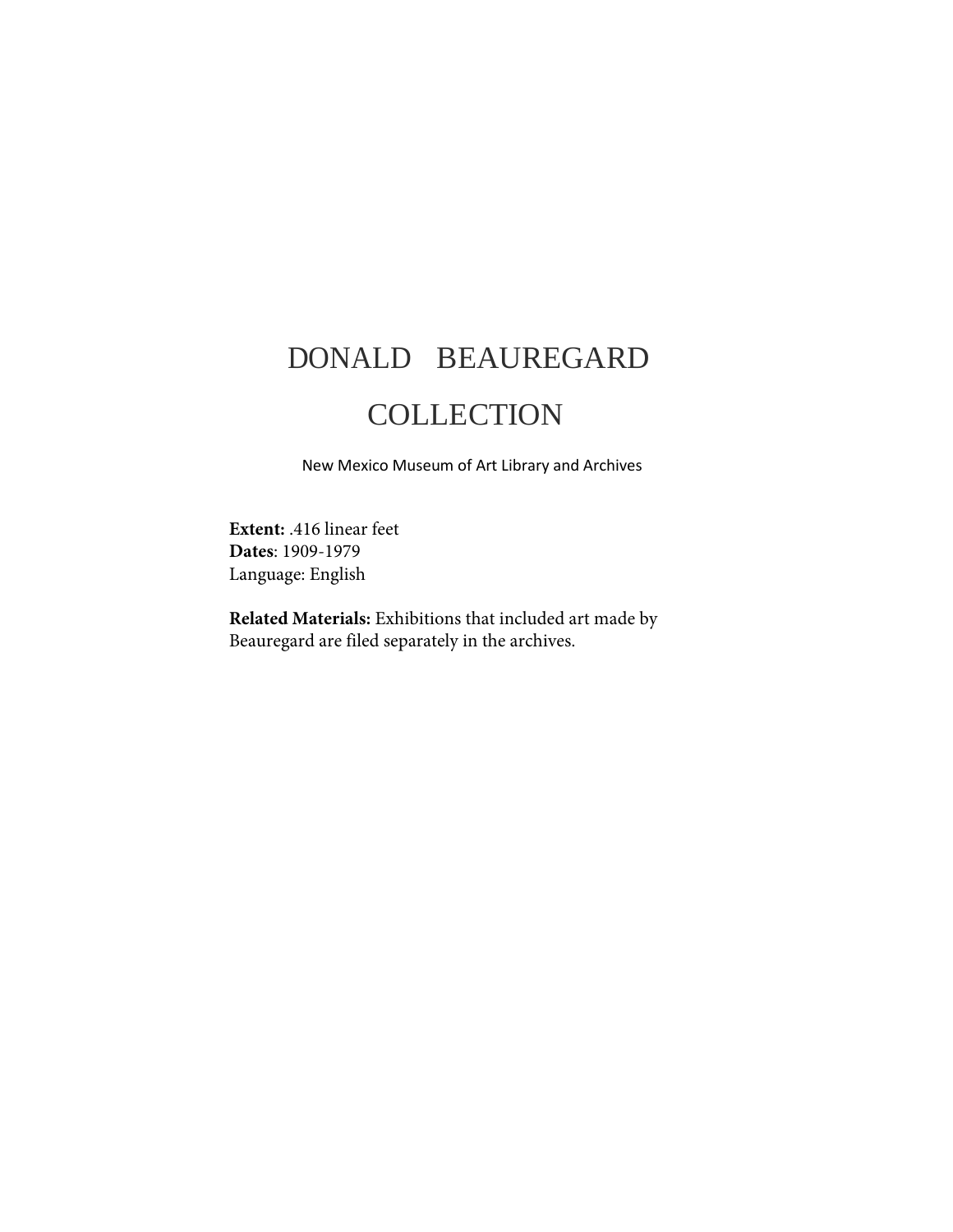# DONALD BEAUREGARD COLLECTION

New Mexico Museum of Art Library and Archives

**Extent:** .416 linear feet
**Dates**: 1909-1979
Language: English

**Related Materials:** Exhibitions that included art made by Beauregard are filed separately in the archives.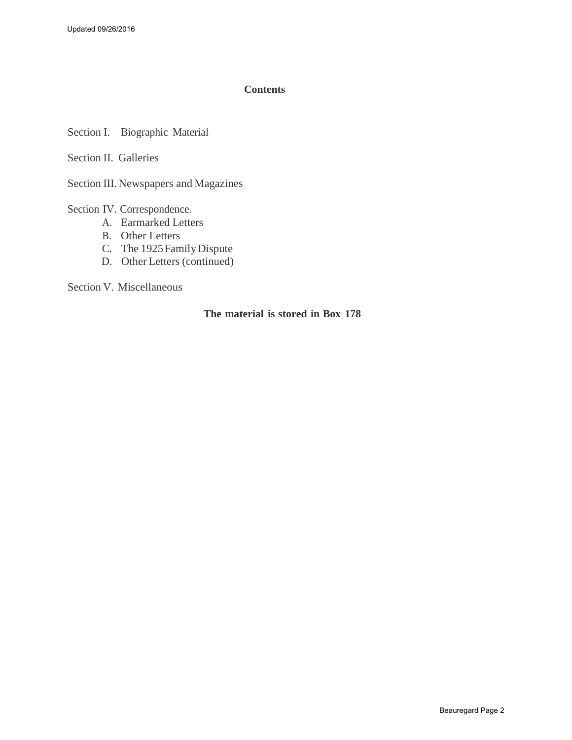## Contents

Section I. Biographic Material

Section II. Galleries

Section III. Newspapers and Magazines

Section IV. Correspondence.

A. Earmarked Letters
B. Other Letters
C. The 1925 Family Dispute
D. Other Letters (continued)

Section V. Miscellaneous

**The material is stored in Box 178**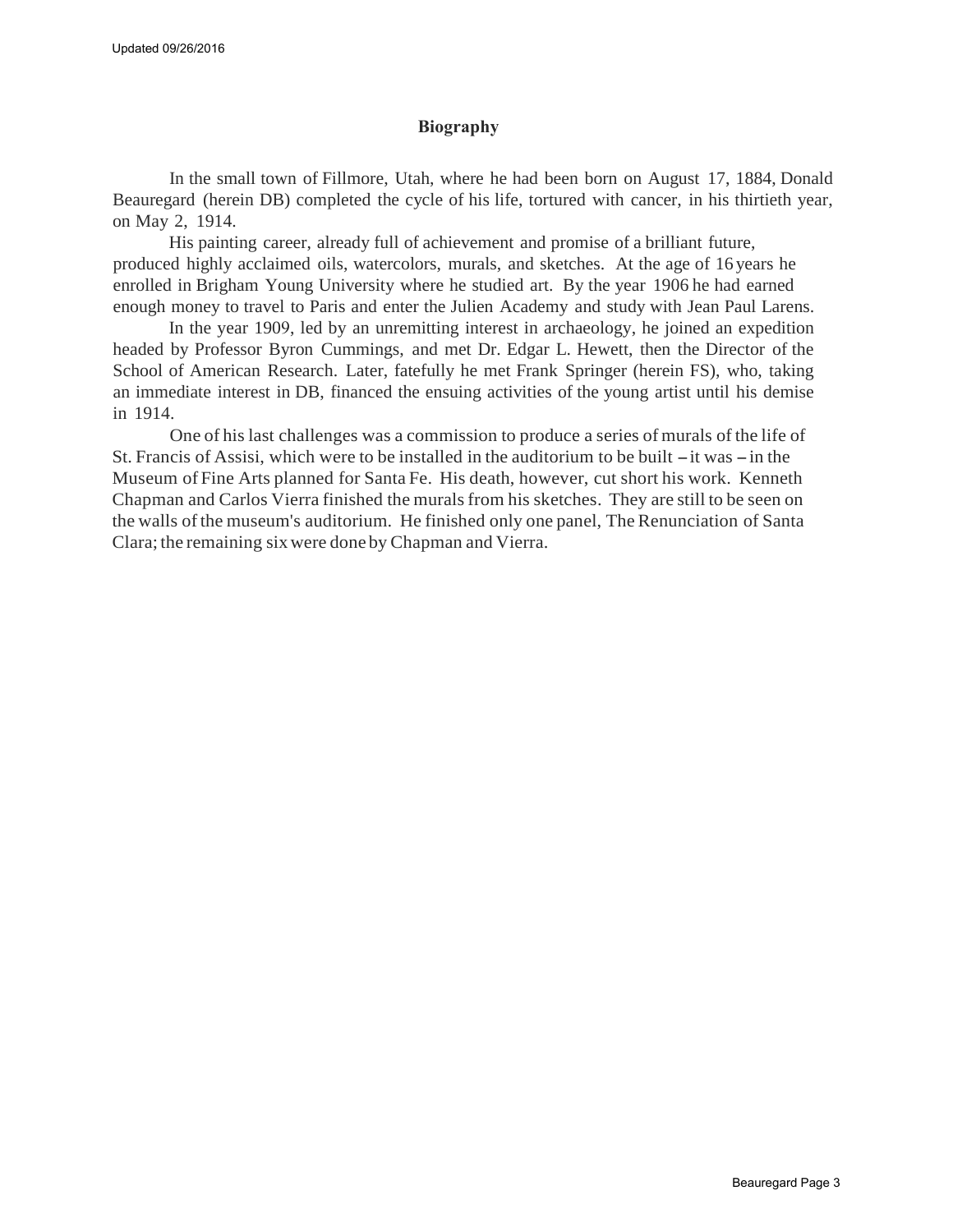## Biography

In the small town of Fillmore, Utah, where he had been born on August 17, 1884, Donald Beauregard (herein DB) completed the cycle of his life, tortured with cancer, in his thirtieth year, on May 2, 1914.

His painting career, already full of achievement and promise of a brilliant future, produced highly acclaimed oils, watercolors, murals, and sketches. At the age of 16 years he enrolled in Brigham Young University where he studied art. By the year 1906 he had earned enough money to travel to Paris and enter the Julien Academy and study with Jean Paul Larens.

In the year 1909, led by an unremitting interest in archaeology, he joined an expedition headed by Professor Byron Cummings, and met Dr. Edgar L. Hewett, then the Director of the School of American Research. Later, fatefully he met Frank Springer (herein FS), who, taking an immediate interest in DB, financed the ensuing activities of the young artist until his demise in 1914.

One of his last challenges was a commission to produce a series of murals of the life of St. Francis of Assisi, which were to be installed in the auditorium to be built – it was – in the Museum of Fine Arts planned for Santa Fe. His death, however, cut short his work. Kenneth Chapman and Carlos Vierra finished the murals from his sketches. They are still to be seen on the walls of the museum's auditorium. He finished only one panel, The Renunciation of Santa Clara; the remaining six were done by Chapman and Vierra.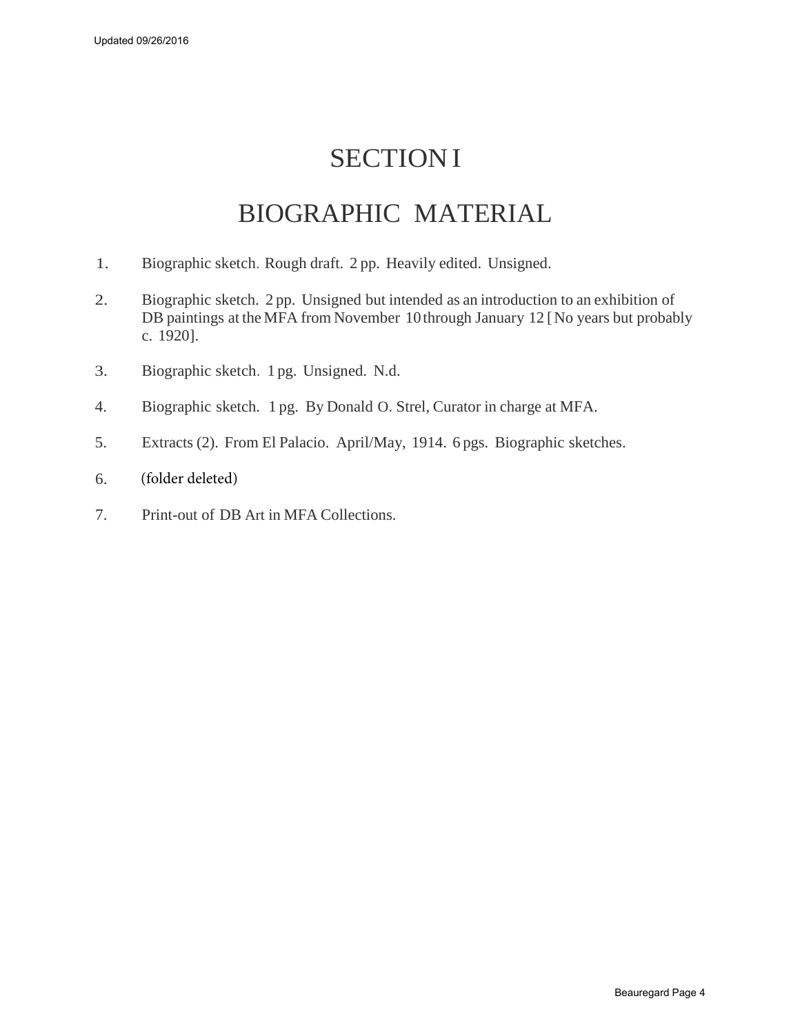# SECTION I

# BIOGRAPHIC MATERIAL

1. Biographic sketch. Rough draft. 2 pp. Heavily edited. Unsigned.
2. Biographic sketch. 2 pp. Unsigned but intended as an introduction to an exhibition of DB paintings at the MFA from November 10 through January 12 [No years but probably c. 1920].
3. Biographic sketch. 1 pg. Unsigned. N.d.
4. Biographic sketch. 1 pg. By Donald O. Strel, Curator in charge at MFA.
5. Extracts (2). From El Palacio. April/May, 1914. 6 pgs. Biographic sketches.
6. (folder deleted)
7. Print-out of DB Art in MFA Collections.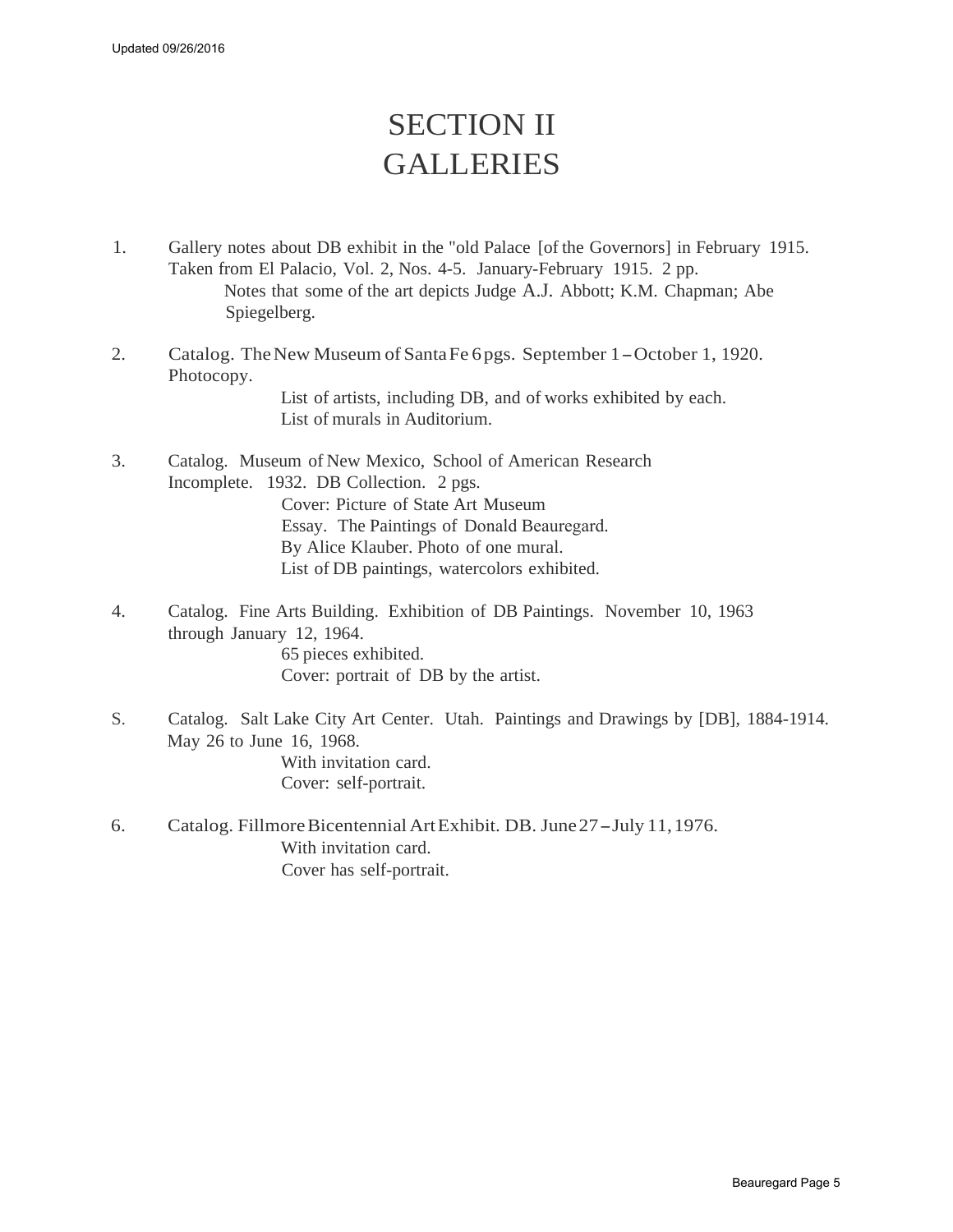# SECTION II
# GALLERIES

1. Gallery notes about DB exhibit in the "old Palace [of the Governors] in February 1915. Taken from El Palacio, Vol. 2, Nos. 4-5. January-February 1915. 2 pp.
   Notes that some of the art depicts Judge A.J. Abbott; K.M. Chapman; Abe Spiegelberg.

2. Catalog. The New Museum of Santa Fe 6 pgs. September 1 – October 1, 1920. Photocopy.
   List of artists, including DB, and of works exhibited by each.
   List of murals in Auditorium.

3. Catalog. Museum of New Mexico, School of American Research Incomplete. 1932. DB Collection. 2 pgs.
   Cover: Picture of State Art Museum
   Essay. The Paintings of Donald Beauregard.
   By Alice Klauber. Photo of one mural.
   List of DB paintings, watercolors exhibited.

4. Catalog. Fine Arts Building. Exhibition of DB Paintings. November 10, 1963 through January 12, 1964.
   65 pieces exhibited.
   Cover: portrait of DB by the artist.

S. Catalog. Salt Lake City Art Center. Utah. Paintings and Drawings by [DB], 1884-1914. May 26 to June 16, 1968.
   With invitation card.
   Cover: self-portrait.

6. Catalog. Fillmore Bicentennial Art Exhibit. DB. June 27 – July 11, 1976.
   With invitation card.
   Cover has self-portrait.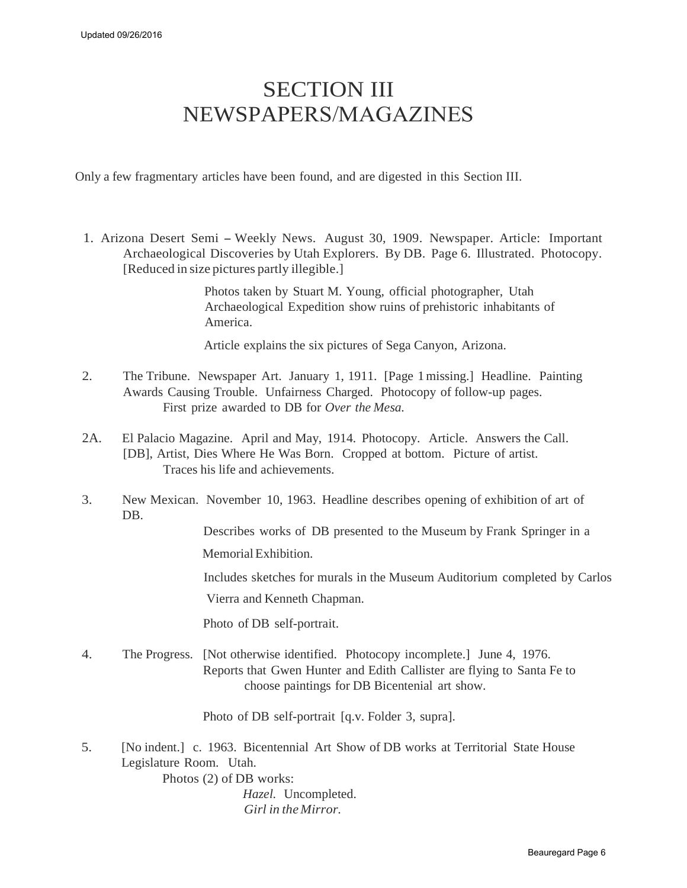# SECTION III
# NEWSPAPERS/MAGAZINES

Only a few fragmentary articles have been found, and are digested in this Section III.

1. Arizona Desert Semi – Weekly News. August 30, 1909. Newspaper. Article: Important Archaeological Discoveries by Utah Explorers. By DB. Page 6. Illustrated. Photocopy. [Reduced in size pictures partly illegible.]

   Photos taken by Stuart M. Young, official photographer, Utah Archaeological Expedition show ruins of prehistoric inhabitants of America.

   Article explains the six pictures of Sega Canyon, Arizona.

2. The Tribune. Newspaper Art. January 1, 1911. [Page 1 missing.] Headline. Painting Awards Causing Trouble. Unfairness Charged. Photocopy of follow-up pages.
   First prize awarded to DB for *Over the Mesa.*

2A. El Palacio Magazine. April and May, 1914. Photocopy. Article. Answers the Call. [DB], Artist, Dies Where He Was Born. Cropped at bottom. Picture of artist.
   Traces his life and achievements.

3. New Mexican. November 10, 1963. Headline describes opening of exhibition of art of DB.

   Describes works of DB presented to the Museum by Frank Springer in a Memorial Exhibition.

   Includes sketches for murals in the Museum Auditorium completed by Carlos Vierra and Kenneth Chapman.

   Photo of DB self-portrait.

4. The Progress. [Not otherwise identified. Photocopy incomplete.] June 4, 1976.
   Reports that Gwen Hunter and Edith Callister are flying to Santa Fe to choose paintings for DB Bicentenial art show.

   Photo of DB self-portrait [q.v. Folder 3, supra].

5. [No indent.] c. 1963. Bicentennial Art Show of DB works at Territorial State House Legislature Room. Utah.
   Photos (2) of DB works:
   - *Hazel.* Uncompleted.
   - *Girl in the Mirror.*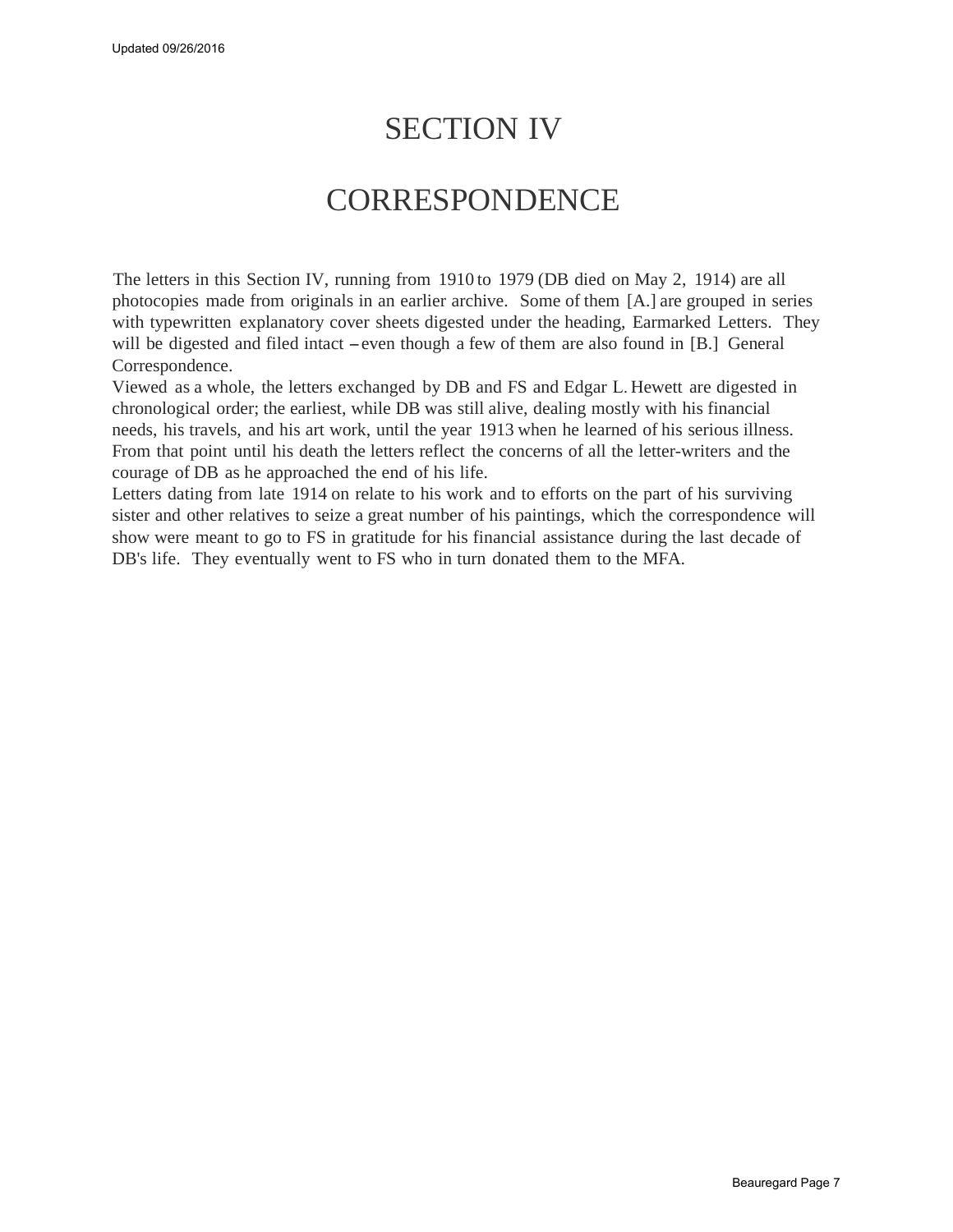# SECTION IV

# CORRESPONDENCE

The letters in this Section IV, running from 1910 to 1979 (DB died on May 2, 1914) are all photocopies made from originals in an earlier archive. Some of them [A.] are grouped in series with typewritten explanatory cover sheets digested under the heading, Earmarked Letters. They will be digested and filed intact – even though a few of them are also found in [B.] General Correspondence.

Viewed as a whole, the letters exchanged by DB and FS and Edgar L. Hewett are digested in chronological order; the earliest, while DB was still alive, dealing mostly with his financial needs, his travels, and his art work, until the year 1913 when he learned of his serious illness. From that point until his death the letters reflect the concerns of all the letter-writers and the courage of DB as he approached the end of his life.

Letters dating from late 1914 on relate to his work and to efforts on the part of his surviving sister and other relatives to seize a great number of his paintings, which the correspondence will show were meant to go to FS in gratitude for his financial assistance during the last decade of DB's life. They eventually went to FS who in turn donated them to the MFA.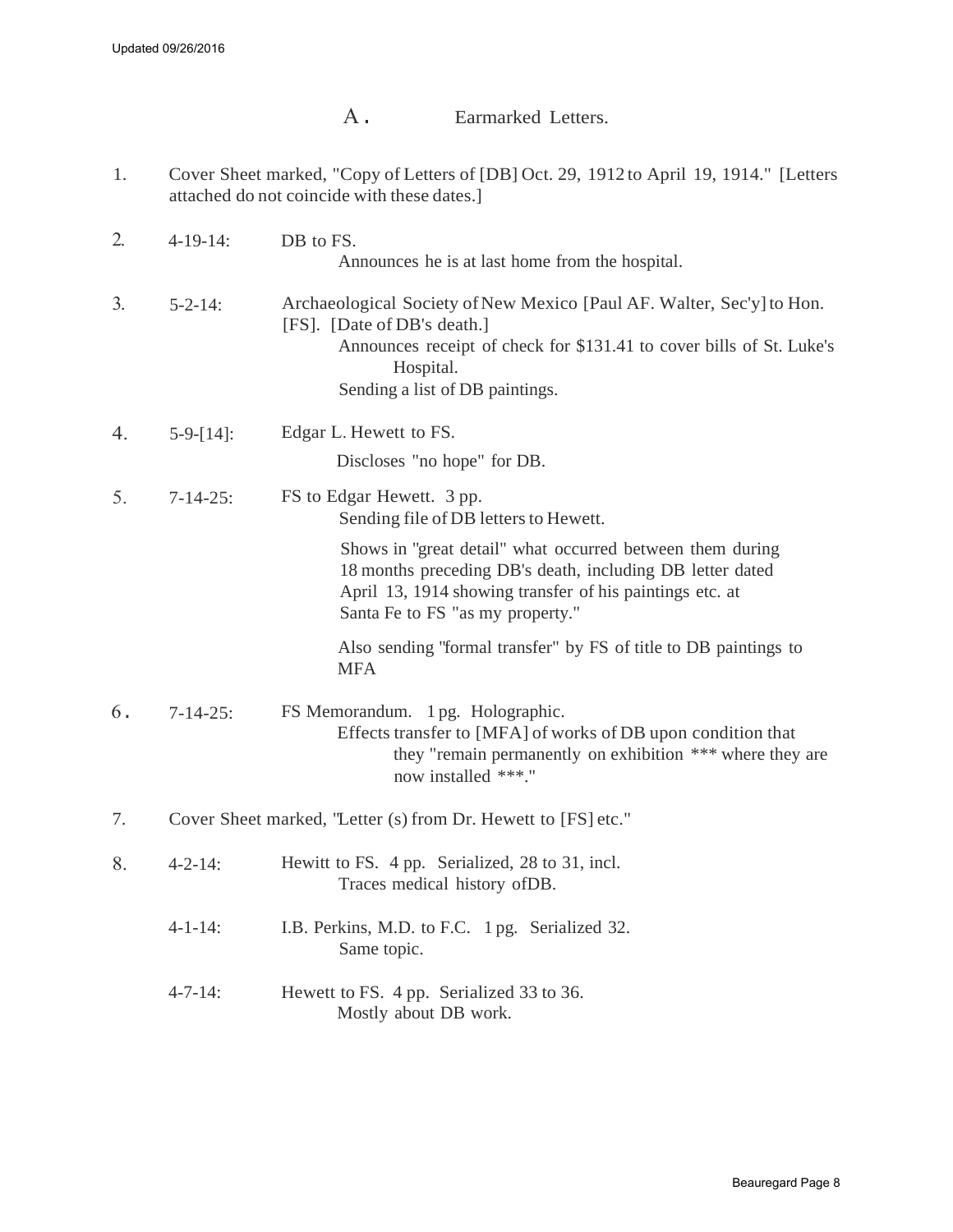## A. Earmarked Letters.

1. Cover Sheet marked, "Copy of Letters of [DB] Oct. 29, 1912 to April 19, 1914." [Letters attached do not coincide with these dates.]

2. 4-19-14: DB to FS.
   Announces he is at last home from the hospital.

3. 5-2-14: Archaeological Society of New Mexico [Paul AF. Walter, Sec'y] to Hon. [FS]. [Date of DB's death.]
   Announces receipt of check for $131.41 to cover bills of St. Luke's Hospital.
   Sending a list of DB paintings.

4. 5-9-[14]: Edgar L. Hewett to FS.
   Discloses "no hope" for DB.

5. 7-14-25: FS to Edgar Hewett. 3 pp.
   Sending file of DB letters to Hewett.

   Shows in "great detail" what occurred between them during 18 months preceding DB's death, including DB letter dated April 13, 1914 showing transfer of his paintings etc. at Santa Fe to FS "as my property."

   Also sending "formal transfer" by FS of title to DB paintings to MFA

6. 7-14-25: FS Memorandum. 1 pg. Holographic.
   Effects transfer to [MFA] of works of DB upon condition that they "remain permanently on exhibition *** where they are now installed ***."

7. Cover Sheet marked, "Letter (s) from Dr. Hewett to [FS] etc."

8. 4-2-14: Hewitt to FS. 4 pp. Serialized, 28 to 31, incl.
   Traces medical history ofDB.

   4-1-14: I.B. Perkins, M.D. to F.C. 1 pg. Serialized 32.
   Same topic.

   4-7-14: Hewett to FS. 4 pp. Serialized 33 to 36.
   Mostly about DB work.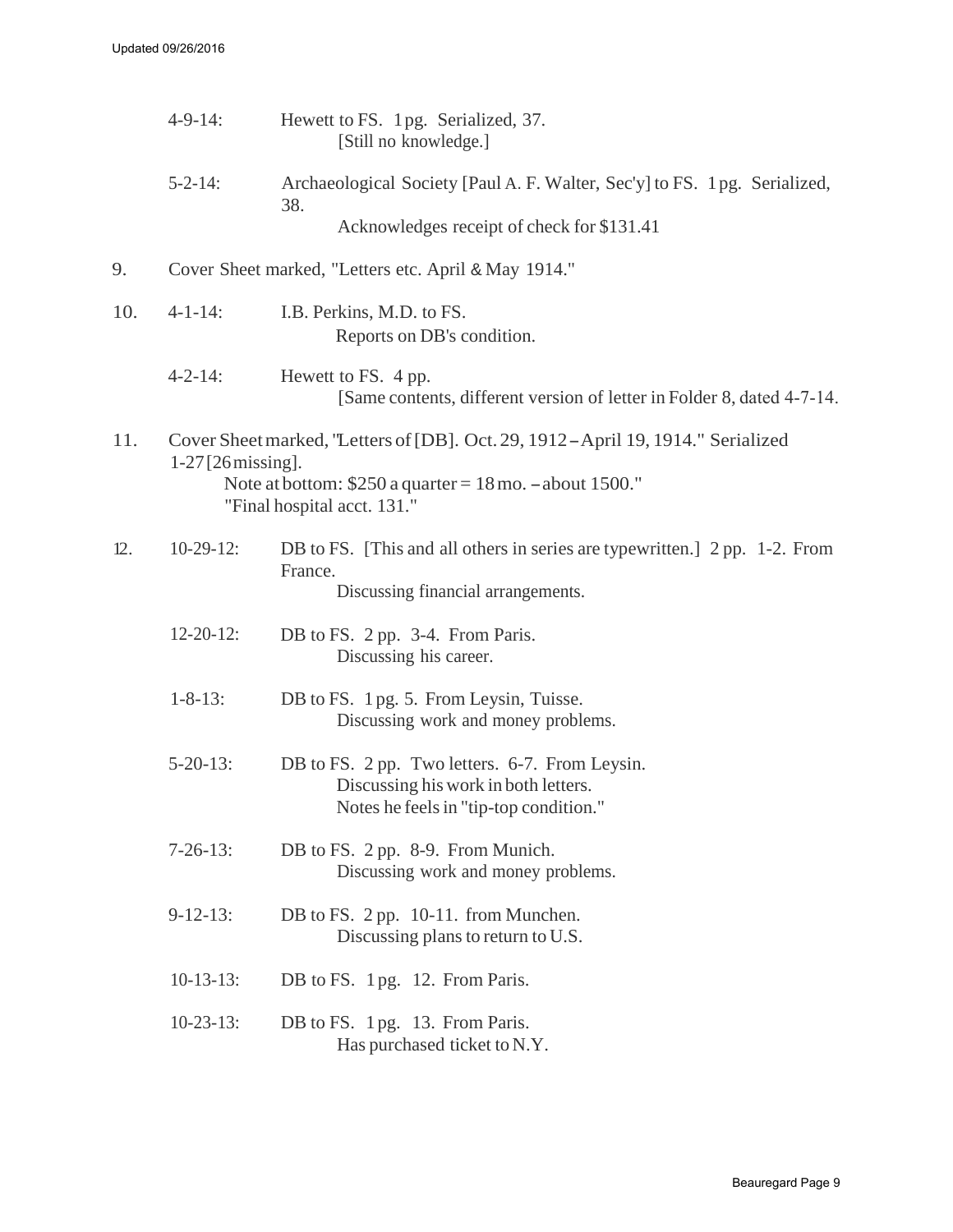4-9-14: Hewett to FS. 1 pg. Serialized, 37.
    [Still no knowledge.]

5-2-14: Archaeological Society [Paul A. F. Walter, Sec'y] to FS. 1 pg. Serialized, 38.
    Acknowledges receipt of check for $131.41

9. Cover Sheet marked, "Letters etc. April & May 1914."

10. 4-1-14: I.B. Perkins, M.D. to FS.
    Reports on DB's condition.

4-2-14: Hewett to FS. 4 pp.
    [Same contents, different version of letter in Folder 8, dated 4-7-14.

11. Cover Sheet marked, "Letters of [DB]. Oct. 29, 1912 – April 19, 1914." Serialized 1-27 [26 missing].
    Note at bottom: $250 a quarter = 18 mo. – about 1500."
    "Final hospital acct. 131."

12. 10-29-12: DB to FS. [This and all others in series are typewritten.] 2 pp. 1-2. From France.
    Discussing financial arrangements.

12-20-12: DB to FS. 2 pp. 3-4. From Paris.
    Discussing his career.

1-8-13: DB to FS. 1 pg. 5. From Leysin, Tuisse.
    Discussing work and money problems.

5-20-13: DB to FS. 2 pp. Two letters. 6-7. From Leysin.
    Discussing his work in both letters.
    Notes he feels in "tip-top condition."

7-26-13: DB to FS. 2 pp. 8-9. From Munich.
    Discussing work and money problems.

9-12-13: DB to FS. 2 pp. 10-11. from Munchen.
    Discussing plans to return to U.S.

10-13-13: DB to FS. 1 pg. 12. From Paris.

10-23-13: DB to FS. 1 pg. 13. From Paris.
    Has purchased ticket to N.Y.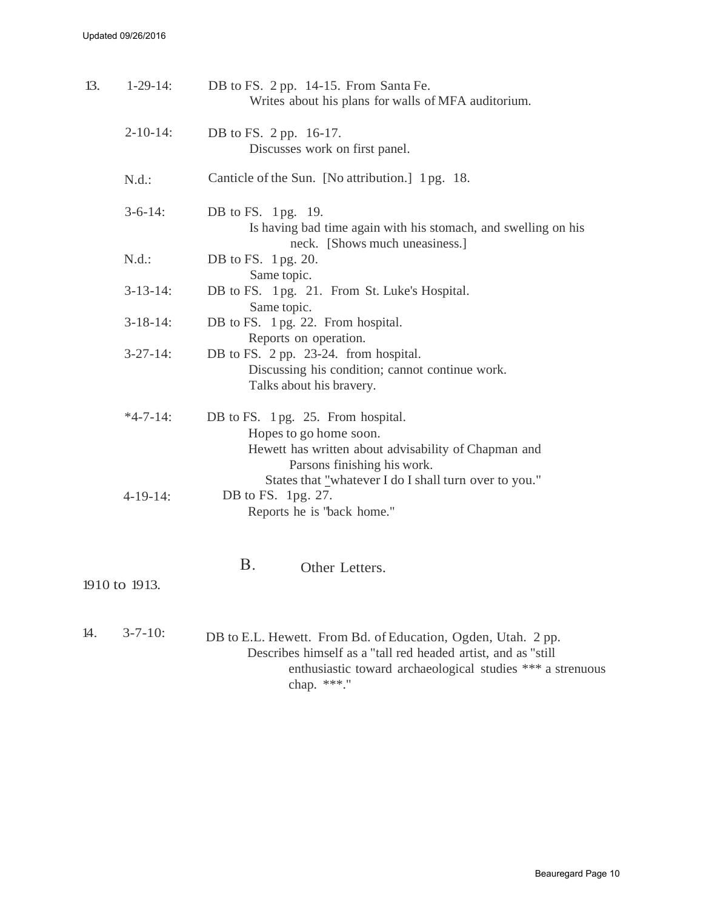13. 1-29-14: DB to FS. 2 pp. 14-15. From Santa Fe.
   Writes about his plans for walls of MFA auditorium.

2-10-14: DB to FS. 2 pp. 16-17.
   Discusses work on first panel.

N.d.: Canticle of the Sun. [No attribution.] 1 pg. 18.

3-6-14: DB to FS. 1 pg. 19.
   Is having bad time again with his stomach, and swelling on his neck. [Shows much uneasiness.]

N.d.: DB to FS. 1 pg. 20.
   Same topic.

3-13-14: DB to FS. 1 pg. 21. From St. Luke's Hospital.
   Same topic.

3-18-14: DB to FS. 1 pg. 22. From hospital.
   Reports on operation.

3-27-14: DB to FS. 2 pp. 23-24. from hospital.
   Discussing his condition; cannot continue work.
   Talks about his bravery.

*4-7-14: DB to FS. 1 pg. 25. From hospital.
   Hopes to go home soon.
   Hewett has written about advisability of Chapman and Parsons finishing his work.
   States that "whatever I do I shall turn over to you."

4-19-14: DB to FS. 1pg. 27.
   Reports he is "back home."

## B. Other Letters.

1910 to 1913.

14. 3-7-10: DB to E.L. Hewett. From Bd. of Education, Ogden, Utah. 2 pp.
   Describes himself as a "tall red headed artist, and as "still enthusiastic toward archaeological studies *** a strenuous chap. ***."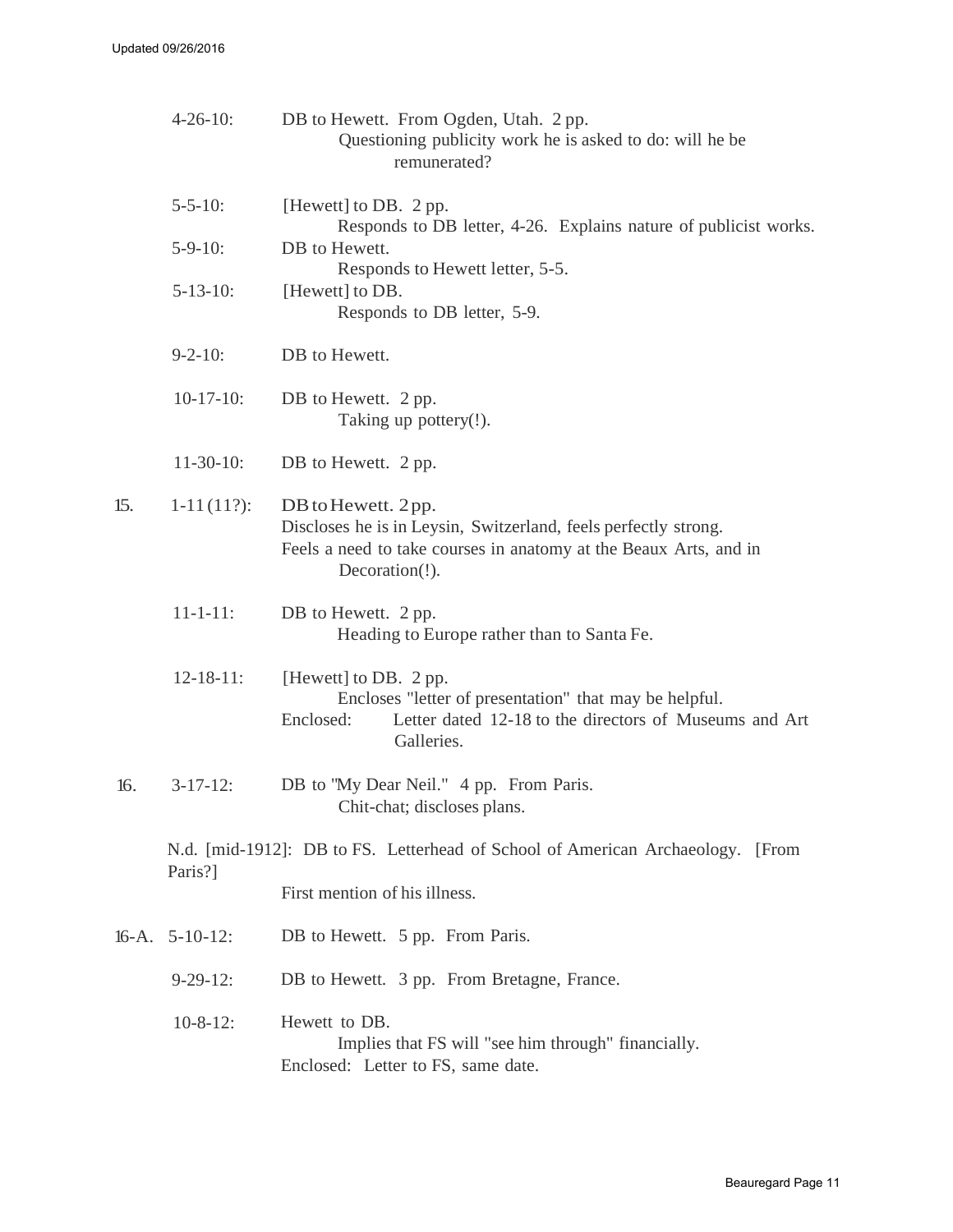4-26-10: DB to Hewett. From Ogden, Utah. 2 pp.
Questioning publicity work he is asked to do: will he be remunerated?

5-5-10: [Hewett] to DB. 2 pp.
Responds to DB letter, 4-26. Explains nature of publicist works.

5-9-10: DB to Hewett.
Responds to Hewett letter, 5-5.

5-13-10: [Hewett] to DB.
Responds to DB letter, 5-9.

9-2-10: DB to Hewett.

10-17-10: DB to Hewett. 2 pp.
Taking up pottery(!).

11-30-10: DB to Hewett. 2 pp.

15. 1-11 (11?): DB to Hewett. 2 pp.
Discloses he is in Leysin, Switzerland, feels perfectly strong.
Feels a need to take courses in anatomy at the Beaux Arts, and in Decoration(!).

11-1-11: DB to Hewett. 2 pp.
Heading to Europe rather than to Santa Fe.

12-18-11: [Hewett] to DB. 2 pp.
Encloses "letter of presentation" that may be helpful.
Enclosed: Letter dated 12-18 to the directors of Museums and Art Galleries.

16. 3-17-12: DB to "My Dear Neil." 4 pp. From Paris.
Chit-chat; discloses plans.

N.d. [mid-1912]: DB to FS. Letterhead of School of American Archaeology. [From Paris?]
First mention of his illness.

16-A. 5-10-12: DB to Hewett. 5 pp. From Paris.

9-29-12: DB to Hewett. 3 pp. From Bretagne, France.

10-8-12: Hewett to DB.
Implies that FS will "see him through" financially.
Enclosed: Letter to FS, same date.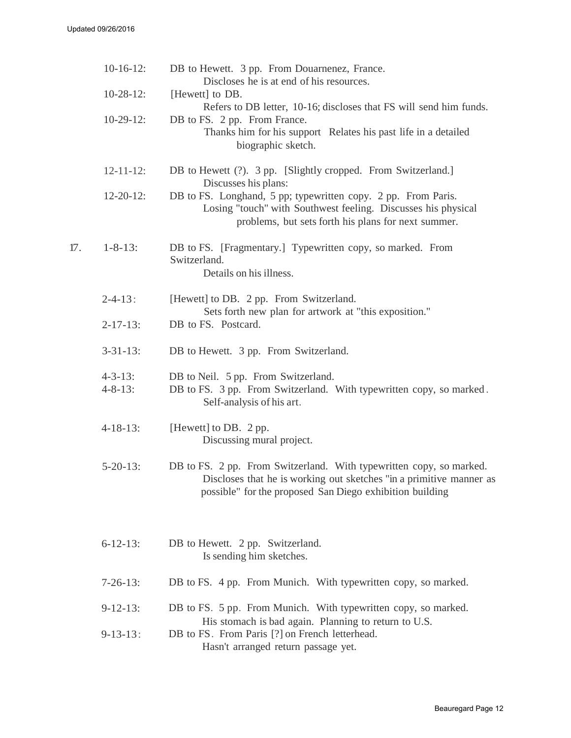10-16-12: DB to Hewett. 3 pp. From Douarnenez, France.
  Discloses he is at end of his resources.

10-28-12: [Hewett] to DB.
  Refers to DB letter, 10-16; discloses that FS will send him funds.

10-29-12: DB to FS. 2 pp. From France.
  Thanks him for his support Relates his past life in a detailed biographic sketch.

12-11-12: DB to Hewett (?). 3 pp. [Slightly cropped. From Switzerland.]
  Discusses his plans:

12-20-12: DB to FS. Longhand, 5 pp; typewritten copy. 2 pp. From Paris.
  Losing "touch" with Southwest feeling. Discusses his physical problems, but sets forth his plans for next summer.

17. 1-8-13: DB to FS. [Fragmentary.] Typewritten copy, so marked. From Switzerland.
  Details on his illness.

2-4-13: [Hewett] to DB. 2 pp. From Switzerland.
  Sets forth new plan for artwork at "this exposition."

2-17-13: DB to FS. Postcard.

3-31-13: DB to Hewett. 3 pp. From Switzerland.

4-3-13: DB to Neil. 5 pp. From Switzerland.

4-8-13: DB to FS. 3 pp. From Switzerland. With typewritten copy, so marked.
  Self-analysis of his art.

4-18-13: [Hewett] to DB. 2 pp.
  Discussing mural project.

5-20-13: DB to FS. 2 pp. From Switzerland. With typewritten copy, so marked.
  Discloses that he is working out sketches "in a primitive manner as possible" for the proposed San Diego exhibition building

6-12-13: DB to Hewett. 2 pp. Switzerland.
  Is sending him sketches.

7-26-13: DB to FS. 4 pp. From Munich. With typewritten copy, so marked.

9-12-13: DB to FS. 5 pp. From Munich. With typewritten copy, so marked.
  His stomach is bad again. Planning to return to U.S.

9-13-13: DB to FS. From Paris [?] on French letterhead.
  Hasn't arranged return passage yet.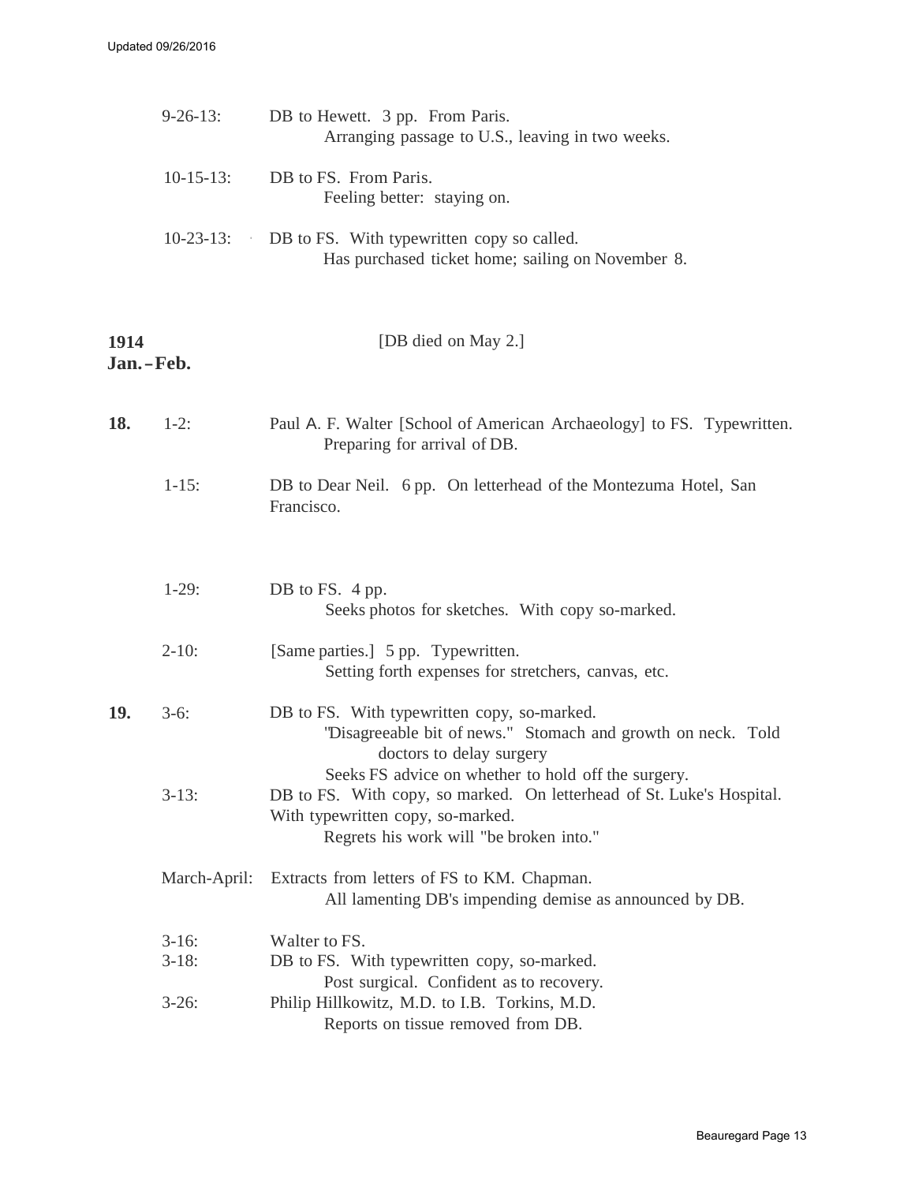9-26-13: DB to Hewett. 3 pp. From Paris.
Arranging passage to U.S., leaving in two weeks.

10-15-13: DB to FS. From Paris.
Feeling better: staying on.

10-23-13: DB to FS. With typewritten copy so called.
Has purchased ticket home; sailing on November 8.

**1914**
**Jan.–Feb.**

[DB died on May 2.]

**18.** 1-2: Paul A. F. Walter [School of American Archaeology] to FS. Typewritten.
Preparing for arrival of DB.

1-15: DB to Dear Neil. 6 pp. On letterhead of the Montezuma Hotel, San Francisco.

1-29: DB to FS. 4 pp.
Seeks photos for sketches. With copy so-marked.

2-10: [Same parties.] 5 pp. Typewritten.
Setting forth expenses for stretchers, canvas, etc.

**19.** 3-6: DB to FS. With typewritten copy, so-marked.
"Disagreeable bit of news." Stomach and growth on neck. Told doctors to delay surgery
Seeks FS advice on whether to hold off the surgery.

3-13: DB to FS. With copy, so marked. On letterhead of St. Luke's Hospital. With typewritten copy, so-marked.
Regrets his work will "be broken into."

March-April: Extracts from letters of FS to KM. Chapman.
All lamenting DB's impending demise as announced by DB.

3-16: Walter to FS.

3-18: DB to FS. With typewritten copy, so-marked.
Post surgical. Confident as to recovery.

3-26: Philip Hillkowitz, M.D. to I.B. Torkins, M.D.
Reports on tissue removed from DB.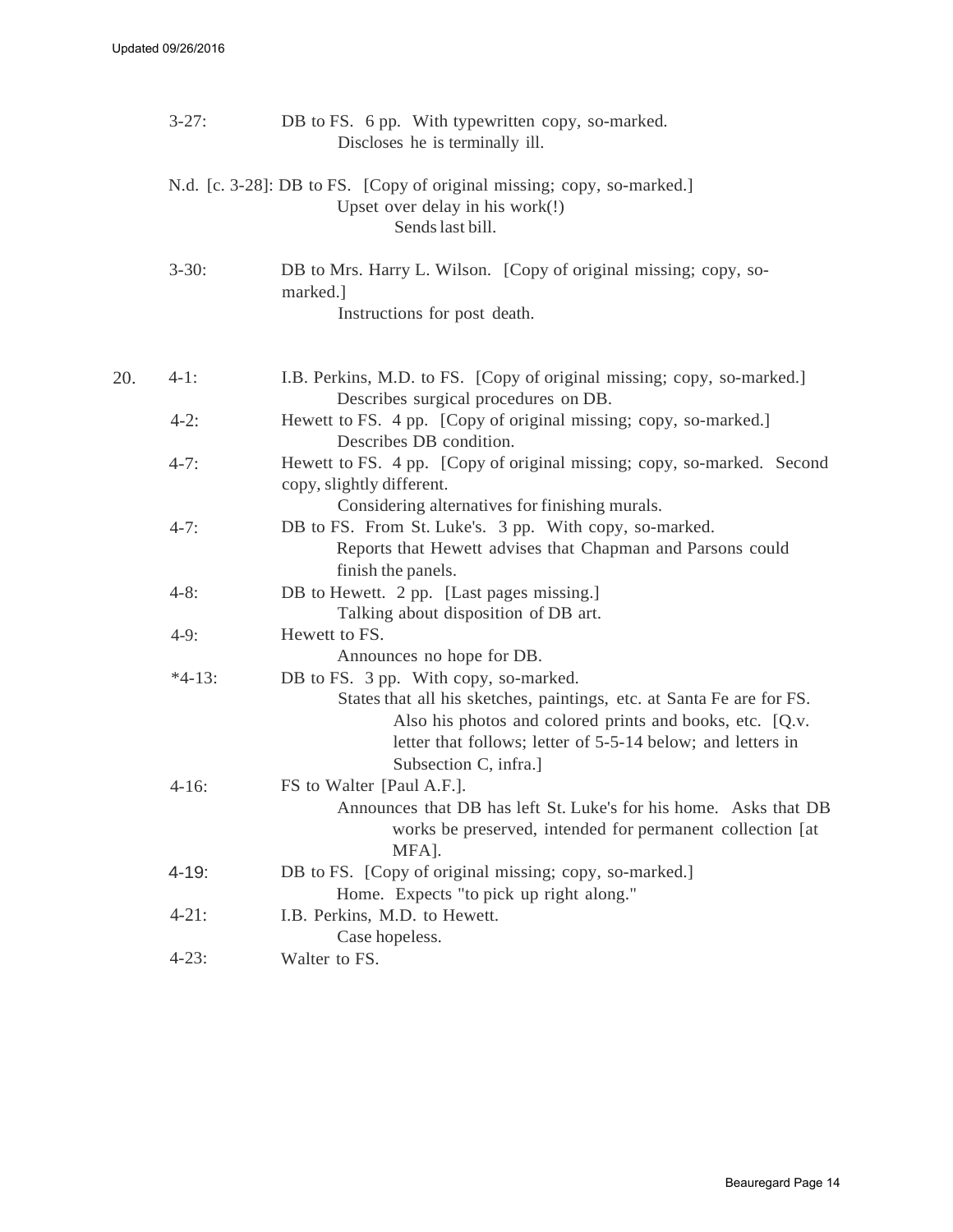3-27: DB to FS. 6 pp. With typewritten copy, so-marked.
  Discloses he is terminally ill.

N.d. [c. 3-28]: DB to FS. [Copy of original missing; copy, so-marked.]
  Upset over delay in his work(!)
    Sends last bill.

3-30: DB to Mrs. Harry L. Wilson. [Copy of original missing; copy, so-marked.]
  Instructions for post death.

20\. 4-1: I.B. Perkins, M.D. to FS. [Copy of original missing; copy, so-marked.]
  Describes surgical procedures on DB.

4-2: Hewett to FS. 4 pp. [Copy of original missing; copy, so-marked.]
  Describes DB condition.

4-7: Hewett to FS. 4 pp. [Copy of original missing; copy, so-marked. Second copy, slightly different.
  Considering alternatives for finishing murals.

4-7: DB to FS. From St. Luke's. 3 pp. With copy, so-marked.
  Reports that Hewett advises that Chapman and Parsons could finish the panels.

4-8: DB to Hewett. 2 pp. [Last pages missing.]
  Talking about disposition of DB art.

4-9: Hewett to FS.
  Announces no hope for DB.

*4-13: DB to FS. 3 pp. With copy, so-marked.
  States that all his sketches, paintings, etc. at Santa Fe are for FS.
    Also his photos and colored prints and books, etc. [Q.v. letter that follows; letter of 5-5-14 below; and letters in Subsection C, infra.]

4-16: FS to Walter [Paul A.F.].
  Announces that DB has left St. Luke's for his home. Asks that DB works be preserved, intended for permanent collection [at MFA].

4-19: DB to FS. [Copy of original missing; copy, so-marked.]
  Home. Expects "to pick up right along."

4-21: I.B. Perkins, M.D. to Hewett.
  Case hopeless.

4-23: Walter to FS.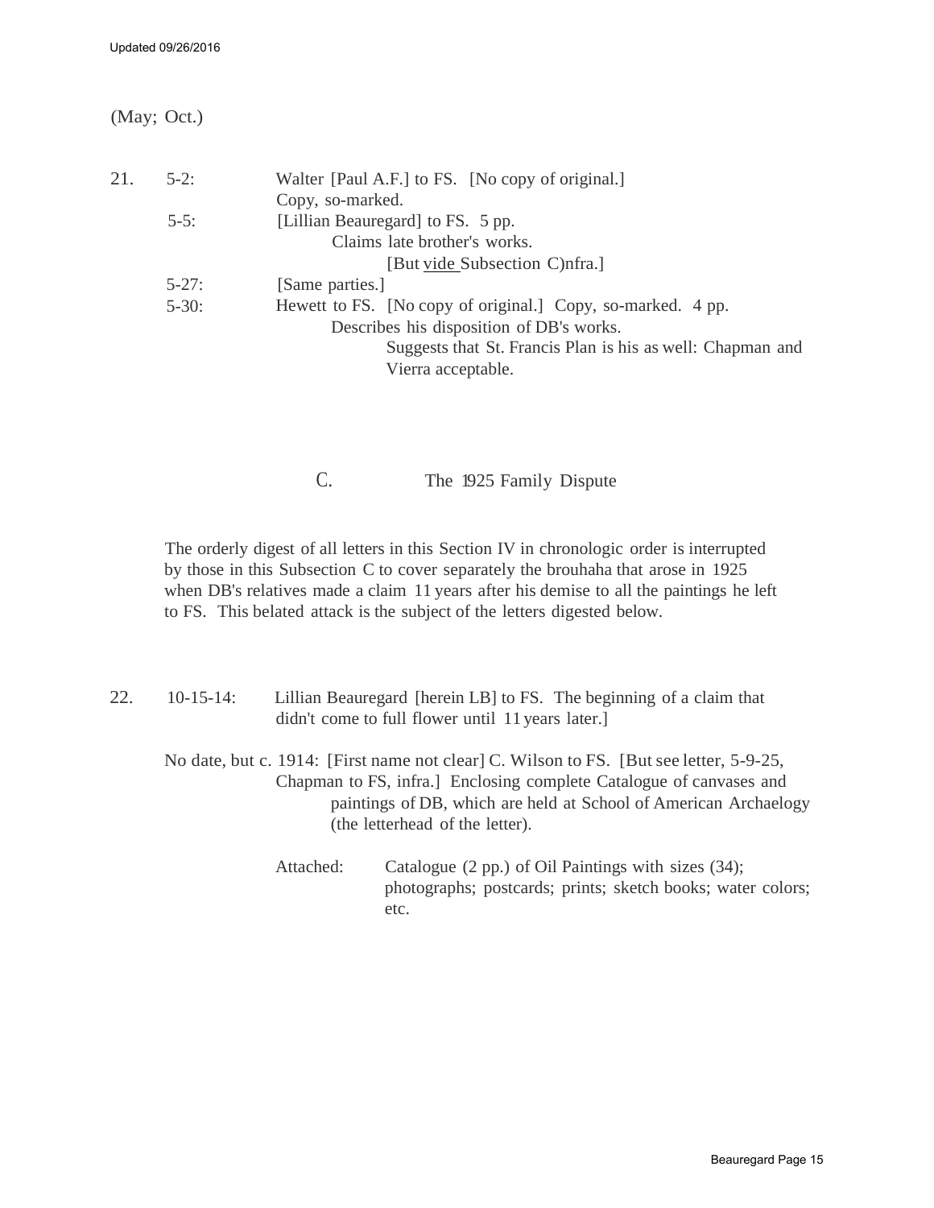(May; Oct.)

21. 5-2: Walter [Paul A.F.] to FS. [No copy of original.]
Copy, so-marked.

5-5: [Lillian Beauregard] to FS. 5 pp.
Claims late brother's works.
[But vide Subsection C)nfra.]

5-27: [Same parties.]

5-30: Hewett to FS. [No copy of original.] Copy, so-marked. 4 pp.
Describes his disposition of DB's works.
Suggests that St. Francis Plan is his as well: Chapman and Vierra acceptable.

## C. The 1925 Family Dispute

The orderly digest of all letters in this Section IV in chronologic order is interrupted by those in this Subsection C to cover separately the brouhaha that arose in 1925 when DB's relatives made a claim 11 years after his demise to all the paintings he left to FS. This belated attack is the subject of the letters digested below.

22. 10-15-14: Lillian Beauregard [herein LB] to FS. The beginning of a claim that didn't come to full flower until 11 years later.]

No date, but c. 1914: [First name not clear] C. Wilson to FS. [But see letter, 5-9-25, Chapman to FS, infra.] Enclosing complete Catalogue of canvases and paintings of DB, which are held at School of American Archaelogy (the letterhead of the letter).

Attached: Catalogue (2 pp.) of Oil Paintings with sizes (34); photographs; postcards; prints; sketch books; water colors; etc.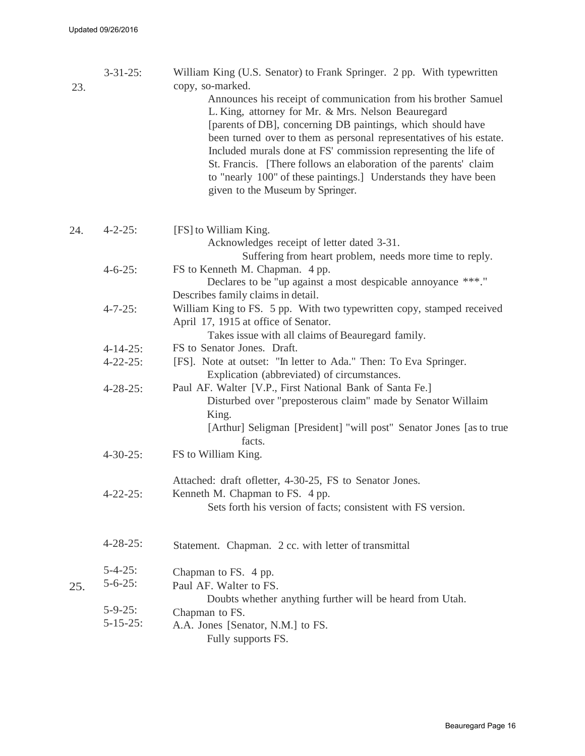23\. 3-31-25: William King (U.S. Senator) to Frank Springer. 2 pp. With typewritten copy, so-marked.

Announces his receipt of communication from his brother Samuel L. King, attorney for Mr. & Mrs. Nelson Beauregard [parents of DB], concerning DB paintings, which should have been turned over to them as personal representatives of his estate. Included murals done at FS' commission representing the life of St. Francis. [There follows an elaboration of the parents' claim to "nearly 100" of these paintings.] Understands they have been given to the Museum by Springer.

24\. 4-2-25: [FS] to William King.

Acknowledges receipt of letter dated 3-31.

Suffering from heart problem, needs more time to reply.

4-6-25: FS to Kenneth M. Chapman. 4 pp.

Declares to be "up against a most despicable annoyance ***."

Describes family claims in detail.

4-7-25: William King to FS. 5 pp. With two typewritten copy, stamped received April 17, 1915 at office of Senator.

Takes issue with all claims of Beauregard family.

4-14-25: FS to Senator Jones. Draft.

4-22-25: [FS]. Note at outset: "In letter to Ada." Then: To Eva Springer.

Explication (abbreviated) of circumstances.

4-28-25: Paul AF. Walter [V.P., First National Bank of Santa Fe.]

Disturbed over "preposterous claim" made by Senator Willaim King.

[Arthur] Seligman [President] "will post" Senator Jones [as to true facts.

4-30-25: FS to William King.

Attached: draft ofletter, 4-30-25, FS to Senator Jones.

4-22-25: Kenneth M. Chapman to FS. 4 pp.

Sets forth his version of facts; consistent with FS version.

4-28-25: Statement. Chapman. 2 cc. with letter of transmittal

25\. 5-4-25: Chapman to FS. 4 pp.

5-6-25: Paul AF. Walter to FS.

Doubts whether anything further will be heard from Utah.

5-9-25: Chapman to FS.

5-15-25: A.A. Jones [Senator, N.M.] to FS.

Fully supports FS.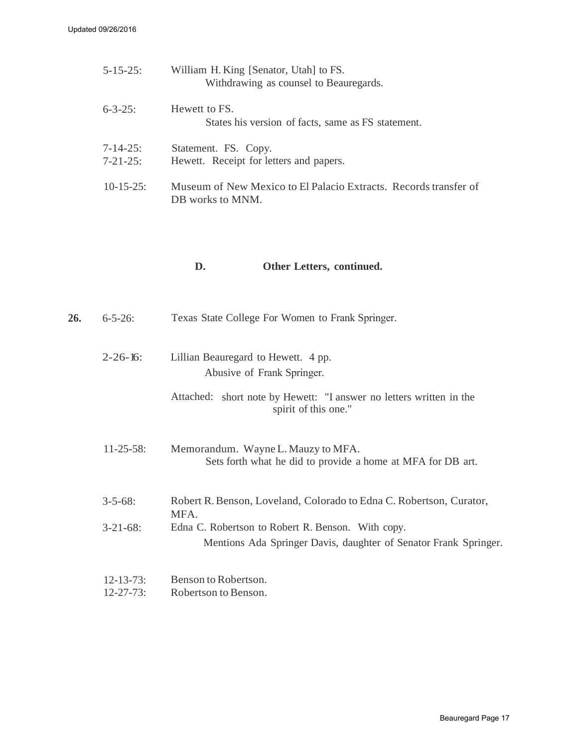5-15-25: William H. King [Senator, Utah] to FS.
  Withdrawing as counsel to Beauregards.

6-3-25: Hewett to FS.
  States his version of facts, same as FS statement.

7-14-25: Statement. FS. Copy.
7-21-25: Hewett. Receipt for letters and papers.

10-15-25: Museum of New Mexico to El Palacio Extracts. Records transfer of DB works to MNM.

### D. Other Letters, continued.

**26.** 6-5-26: Texas State College For Women to Frank Springer.

2-26-16: Lillian Beauregard to Hewett. 4 pp.
  Abusive of Frank Springer.

  Attached: short note by Hewett: "I answer no letters written in the spirit of this one."

11-25-58: Memorandum. Wayne L. Mauzy to MFA.
  Sets forth what he did to provide a home at MFA for DB art.

3-5-68: Robert R. Benson, Loveland, Colorado to Edna C. Robertson, Curator, MFA.
3-21-68: Edna C. Robertson to Robert R. Benson. With copy.
  Mentions Ada Springer Davis, daughter of Senator Frank Springer.

12-13-73: Benson to Robertson.
12-27-73: Robertson to Benson.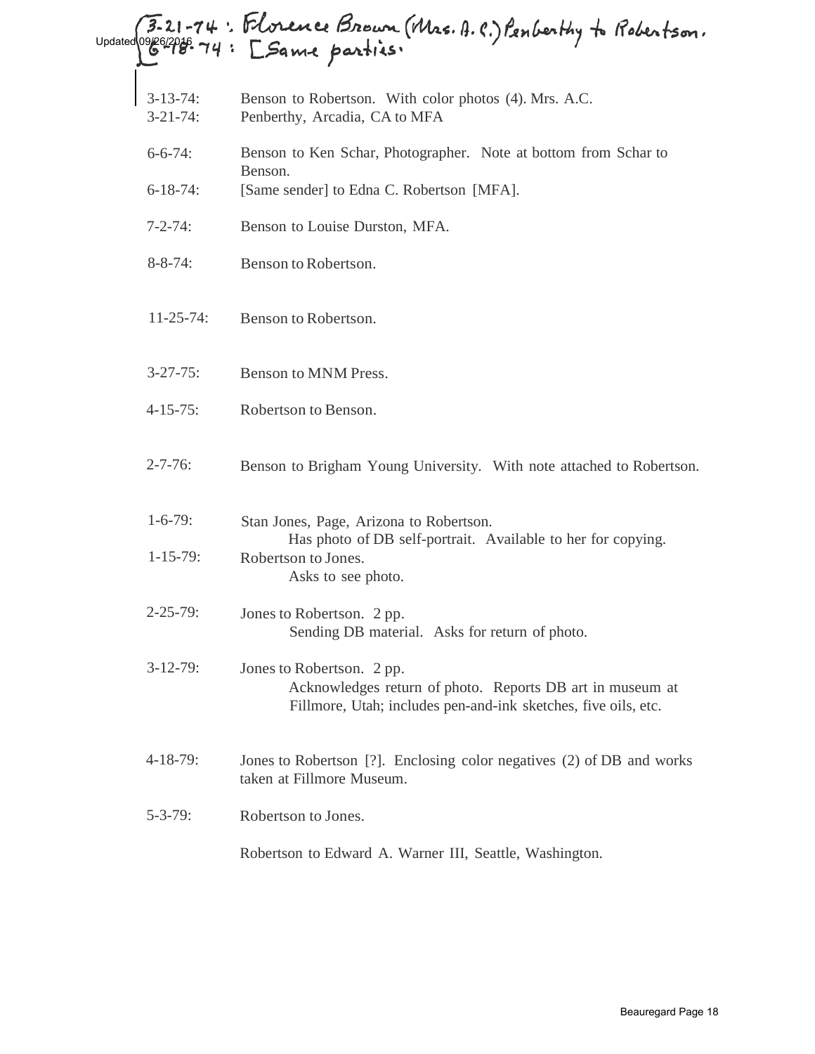Updated 09/26/2016

3-21-74: Florence Brown (Mrs. A. C.) Penberthy to Robertson.
6-18-74: [Same parties.

| | |
|---|---|
| 3-13-74: | Benson to Robertson. With color photos (4). Mrs. A.C. |
| 3-21-74: | Penberthy, Arcadia, CA to MFA |
| 6-6-74: | Benson to Ken Schar, Photographer. Note at bottom from Schar to Benson. |
| 6-18-74: | [Same sender] to Edna C. Robertson [MFA]. |
| 7-2-74: | Benson to Louise Durston, MFA. |
| 8-8-74: | Benson to Robertson. |
| 11-25-74: | Benson to Robertson. |
| 3-27-75: | Benson to MNM Press. |
| 4-15-75: | Robertson to Benson. |
| 2-7-76: | Benson to Brigham Young University. With note attached to Robertson. |
| 1-6-79: | Stan Jones, Page, Arizona to Robertson. Has photo of DB self-portrait. Available to her for copying. |
| 1-15-79: | Robertson to Jones. Asks to see photo. |
| 2-25-79: | Jones to Robertson. 2 pp. Sending DB material. Asks for return of photo. |
| 3-12-79: | Jones to Robertson. 2 pp. Acknowledges return of photo. Reports DB art in museum at Fillmore, Utah; includes pen-and-ink sketches, five oils, etc. |
| 4-18-79: | Jones to Robertson [?]. Enclosing color negatives (2) of DB and works taken at Fillmore Museum. |
| 5-3-79: | Robertson to Jones. |
| | Robertson to Edward A. Warner III, Seattle, Washington. |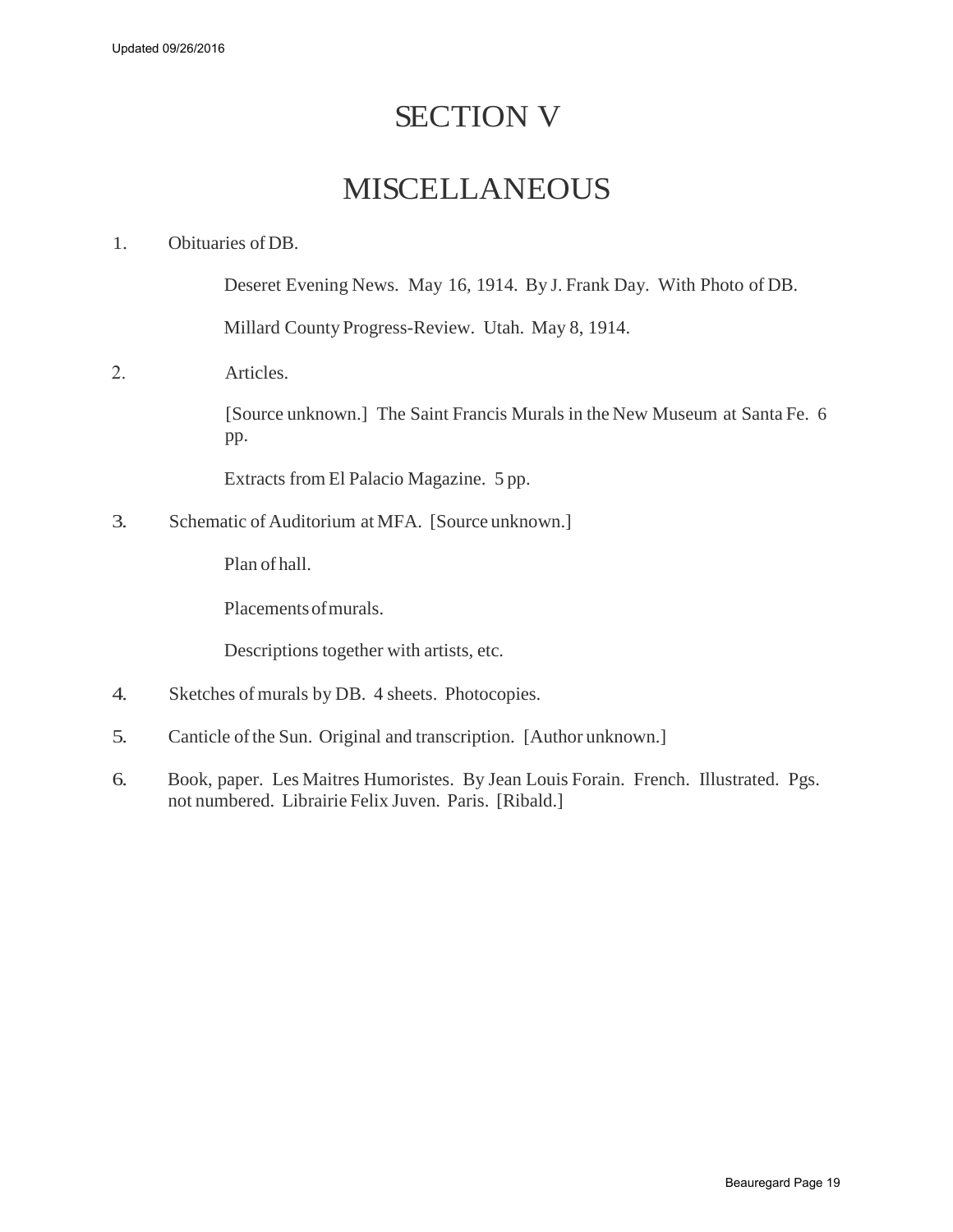# SECTION V

# MISCELLANEOUS

1. Obituaries of DB.

   Deseret Evening News. May 16, 1914. By J. Frank Day. With Photo of DB.

   Millard County Progress-Review. Utah. May 8, 1914.

2. Articles.

   [Source unknown.] The Saint Francis Murals in the New Museum at Santa Fe. 6 pp.

   Extracts from El Palacio Magazine. 5 pp.

3. Schematic of Auditorium at MFA. [Source unknown.]

   Plan of hall.

   Placements of murals.

   Descriptions together with artists, etc.

4. Sketches of murals by DB. 4 sheets. Photocopies.

5. Canticle of the Sun. Original and transcription. [Author unknown.]

6. Book, paper. Les Maitres Humoristes. By Jean Louis Forain. French. Illustrated. Pgs. not numbered. Librairie Felix Juven. Paris. [Ribald.]